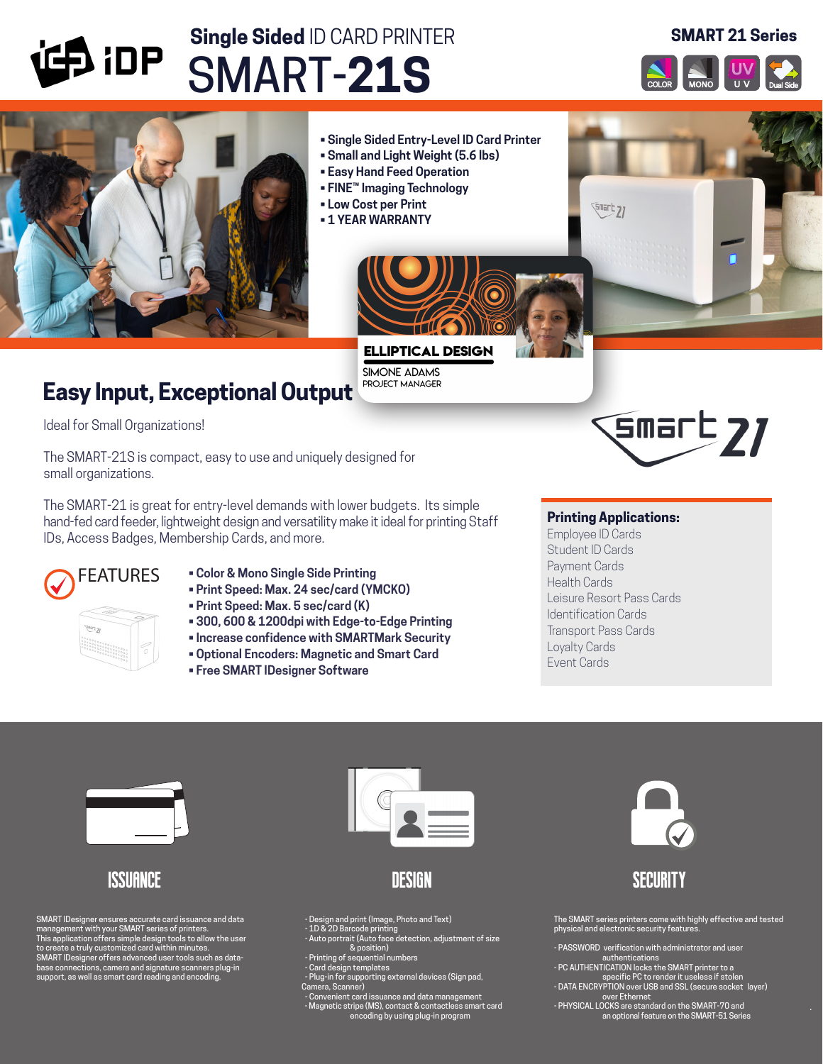# Single Sided ID CARD PRINTER SMART-21S

**SMART 21 Series**

COLOR | MONO | UV | Dual Side

- Single Sided Entry-Level ID Card Printer
- Small and Light Weight (5.6 lbs)
- Easy Hand Feed Operation
- FINE™ Imaging Technology
- Low Cost per Print
- 1 YEAR WARRANTY

## Easy Input, Exceptional Output

Ideal for Small Organizations!

The SMART-21S is compact, easy to use and uniquely designed for small organizations.

The SMART-21 is great for entry-level demands with lower budgets. Its simple hand-fed card feeder, lightweight design and versatility make it ideal for printing Staff IDs, Access Badges, Membership Cards, and more.

### FEATURES

- Color & Mono Single Side Printing
- Print Speed: Max. 24 sec/card (YMCKO)
- Print Speed: Max. 5 sec/card (K)
- 300, 600 & 1200dpi with Edge-to-Edge Printing
- Increase confidence with SMARTMark Security
- Optional Encoders: Magnetic and Smart Card
- Free SMART IDesigner Software

**Printing Applications:**

- Employee ID Cards
- Student ID Cards
- Payment Cards
- Health Cards
- Leisure Resort Pass Cards
- Identification Cards
- Transport Pass Cards
- Loyalty Cards
- Event Cards

### ISSUANCE

SMART IDesigner ensures accurate card issuance and data management with your SMART series of printers.
This application offers simple design tools to allow the user to create a truly customized card within minutes.
SMART IDesigner offers advanced user tools such as database connections, camera and signature scanners plug-in support, as well as smart card reading and encoding.

### DESIGN

- Design and print (Image, Photo and Text)
- 1D & 2D Barcode printing
- Auto portrait (Auto face detection, adjustment of size & position)
- Printing of sequential numbers
- Card design templates
- Plug-in for supporting external devices (Sign pad, Camera, Scanner)
- Convenient card issuance and data management
- Magnetic stripe (MS), contact & contactless smart card encoding by using plug-in program

### SECURITY

The SMART series printers come with highly effective and tested physical and electronic security features.

- PASSWORD verification with administrator and user authentications
- PC AUTHENTICATION locks the SMART printer to a specific PC to render it useless if stolen
- DATA ENCRYPTION over USB and SSL (secure socket layer) over Ethernet
- PHYSICAL LOCKS are standard on the SMART-70 and an optional feature on the SMART-51 Series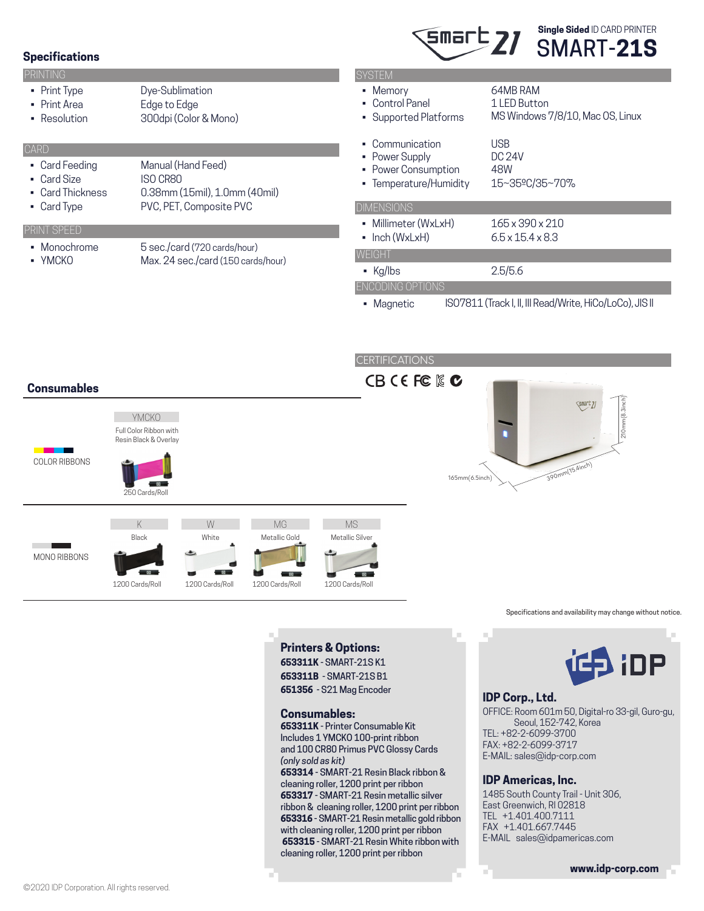Single Sided ID CARD PRINTER

# SMART-21S

## Specifications

| PRINTING | |
|---|---|
| Print Type | Dye-Sublimation |
| Print Area | Edge to Edge |
| Resolution | 300dpi (Color & Mono) |

| CARD | |
|---|---|
| Card Feeding | Manual (Hand Feed) |
| Card Size | ISO CR80 |
| Card Thickness | 0.38mm (15mil), 1.0mm (40mil) |
| Card Type | PVC, PET, Composite PVC |

| PRINT SPEED | |
|---|---|
| Monochrome | 5 sec./card (720 cards/hour) |
| YMCKO | Max. 24 sec./card (150 cards/hour) |

| SYSTEM | |
|---|---|
| Memory | 64MB RAM |
| Control Panel | 1 LED Button |
| Supported Platforms | MS Windows 7/8/10, Mac OS, Linux |
| Communication | USB |
| Power Supply | DC 24V |
| Power Consumption | 48W |
| Temperature/Humidity | 15~35ºC/35~70% |

| DIMENSIONS | |
|---|---|
| Millimeter (WxLxH) | 165 x 390 x 210 |
| Inch (WxLxH) | 6.5 x 15.4 x 8.3 |

| WEIGHT | |
|---|---|
| Kg/lbs | 2.5/5.6 |

| ENCODING OPTIONS | |
|---|---|
| Magnetic | ISO7811 (Track I, II, III Read/Write, HiCo/LoCo), JIS II |

CERTIFICATIONS

CB CE FC

210mm(8.3inch)

165mm(6.5inch)

390mm(15.4inch)

## Consumables

COLOR RIBBONS

YMCKO

Full Color Ribbon with Resin Black & Overlay

250 Cards/Roll

MONO RIBBONS

| K | W | MG | MS |
|---|---|---|---|
| Black | White | Metallic Gold | Metallic Silver |
| 1200 Cards/Roll | 1200 Cards/Roll | 1200 Cards/Roll | 1200 Cards/Roll |

Specifications and availability may change without notice.

### Printers & Options:

**653311K** - SMART-21S K1
**653311B** - SMART-21S B1
**651356** - S21 Mag Encoder

### Consumables:

**653311K** - Printer Consumable Kit
Includes 1 YMCKO 100-print ribbon and 100 CR80 Primus PVC Glossy Cards *(only sold as kit)*
**653314** - SMART-21 Resin Black ribbon & cleaning roller, 1200 print per ribbon
**653317** - SMART-21 Resin metallic silver ribbon & cleaning roller, 1200 print per ribbon
**653316** - SMART-21 Resin metallic gold ribbon with cleaning roller, 1200 print per ribbon
**653315** - SMART-21 Resin White ribbon with cleaning roller, 1200 print per ribbon

iDP

### IDP Corp., Ltd.

OFFICE: Room 601m 50, Digital-ro 33-gil, Guro-gu, Seoul, 152-742, Korea
TEL: +82-2-6099-3700
FAX: +82-2-6099-3717
E-MAIL: sales@idp-corp.com

### IDP Americas, Inc.

1485 South County Trail - Unit 306, East Greenwich, RI 02818
TEL +1.401.400.7111
FAX +1.401.667.7445
E-MAIL sales@idpamericas.com

**www.idp-corp.com**

©2020 IDP Corporation. All rights reserved.